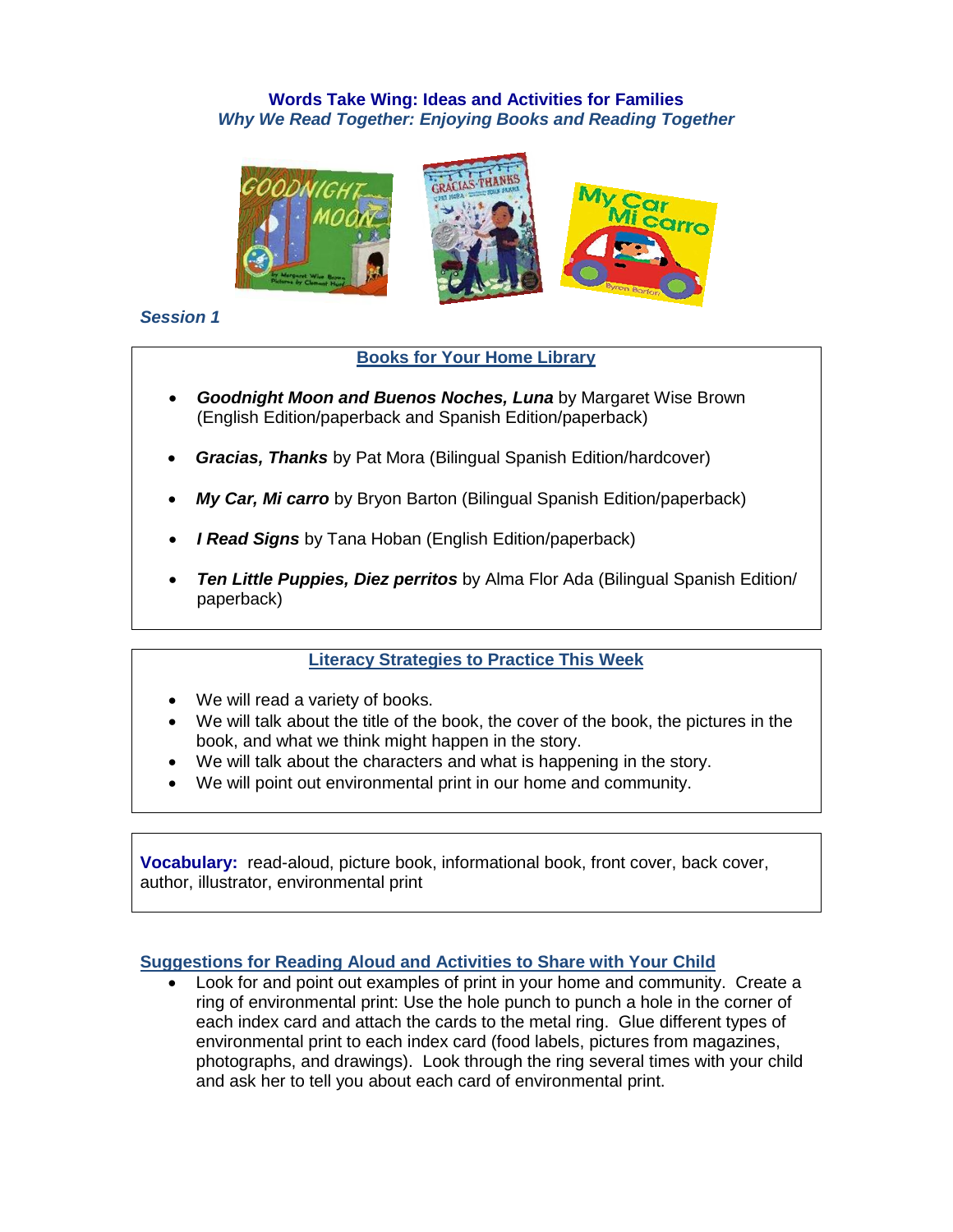# Words Take Wing: Ideas and Activities for Families

## *Why We Read Together: Enjoying Books and Reading Together*

*Session 1*

### Books for Your Home Library

- ***Goodnight Moon and Buenos Noches, Luna*** by Margaret Wise Brown (English Edition/paperback and Spanish Edition/paperback)
- ***Gracias, Thanks*** by Pat Mora (Bilingual Spanish Edition/hardcover)
- ***My Car, Mi carro*** by Bryon Barton (Bilingual Spanish Edition/paperback)
- ***I Read Signs*** by Tana Hoban (English Edition/paperback)
- ***Ten Little Puppies, Diez perritos*** by Alma Flor Ada (Bilingual Spanish Edition/ paperback)

### Literacy Strategies to Practice This Week

- We will read a variety of books.
- We will talk about the title of the book, the cover of the book, the pictures in the book, and what we think might happen in the story.
- We will talk about the characters and what is happening in the story.
- We will point out environmental print in our home and community.

**Vocabulary:** read-aloud, picture book, informational book, front cover, back cover, author, illustrator, environmental print

### Suggestions for Reading Aloud and Activities to Share with Your Child

- Look for and point out examples of print in your home and community. Create a ring of environmental print: Use the hole punch to punch a hole in the corner of each index card and attach the cards to the metal ring. Glue different types of environmental print to each index card (food labels, pictures from magazines, photographs, and drawings). Look through the ring several times with your child and ask her to tell you about each card of environmental print.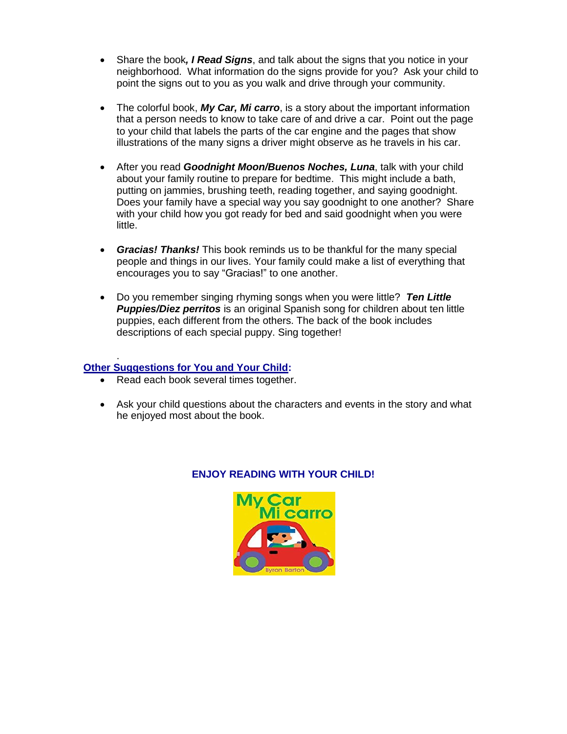- Share the book***, I Read Signs***, and talk about the signs that you notice in your neighborhood. What information do the signs provide for you? Ask your child to point the signs out to you as you walk and drive through your community.

- The colorful book, ***My Car, Mi carro***, is a story about the important information that a person needs to know to take care of and drive a car. Point out the page to your child that labels the parts of the car engine and the pages that show illustrations of the many signs a driver might observe as he travels in his car.

- After you read ***Goodnight Moon/Buenos Noches, Luna***, talk with your child about your family routine to prepare for bedtime. This might include a bath, putting on jammies, brushing teeth, reading together, and saying goodnight. Does your family have a special way you say goodnight to one another? Share with your child how you got ready for bed and said goodnight when you were little.

- ***Gracias! Thanks!*** This book reminds us to be thankful for the many special people and things in our lives. Your family could make a list of everything that encourages you to say "Gracias!" to one another.

- Do you remember singing rhyming songs when you were little? ***Ten Little Puppies/Diez perritos*** is an original Spanish song for children about ten little puppies, each different from the others. The back of the book includes descriptions of each special puppy. Sing together!

.

**Other Suggestions for You and Your Child:**

- Read each book several times together.

- Ask your child questions about the characters and events in the story and what he enjoyed most about the book.

**ENJOY READING WITH YOUR CHILD!**